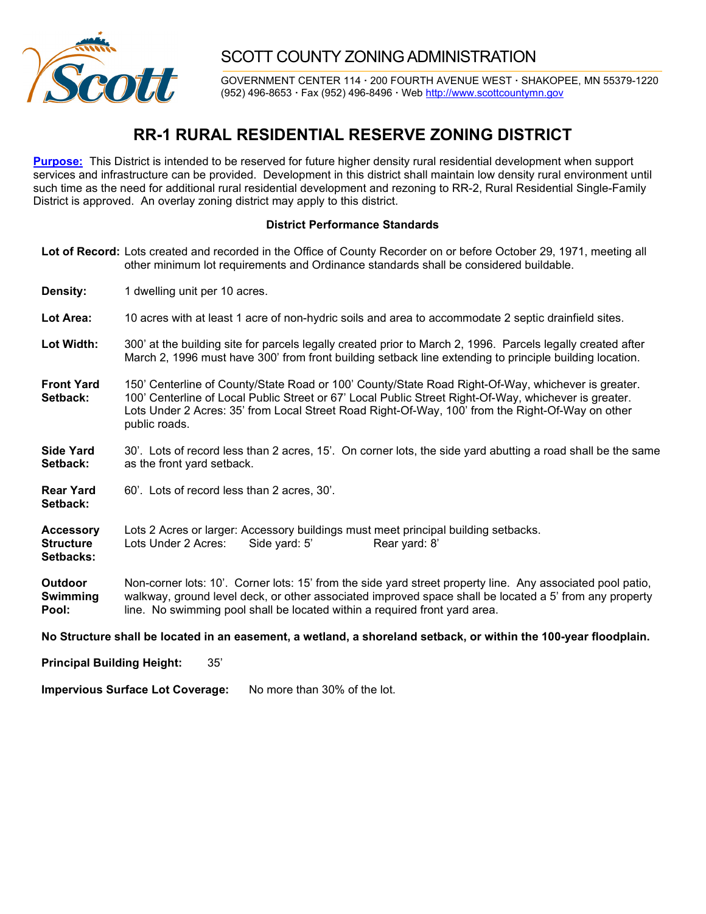SCOTT COUNTY ZONING ADMINISTRATION

GOVERNMENT CENTER 114 · 200 FOURTH AVENUE WEST · SHAKOPEE, MN 55379-1220
(952) 496-8653 · Fax (952) 496-8496 · Web http://www.scottcountymn.gov

# RR-1 RURAL RESIDENTIAL RESERVE ZONING DISTRICT

**Purpose:** This District is intended to be reserved for future higher density rural residential development when support services and infrastructure can be provided. Development in this district shall maintain low density rural environment until such time as the need for additional rural residential development and rezoning to RR-2, Rural Residential Single-Family District is approved. An overlay zoning district may apply to this district.

**District Performance Standards**

**Lot of Record:** Lots created and recorded in the Office of County Recorder on or before October 29, 1971, meeting all other minimum lot requirements and Ordinance standards shall be considered buildable.

**Density:** 1 dwelling unit per 10 acres.

**Lot Area:** 10 acres with at least 1 acre of non-hydric soils and area to accommodate 2 septic drainfield sites.

**Lot Width:** 300' at the building site for parcels legally created prior to March 2, 1996. Parcels legally created after March 2, 1996 must have 300' from front building setback line extending to principle building location.

**Front Yard Setback:** 150' Centerline of County/State Road or 100' County/State Road Right-Of-Way, whichever is greater. 100' Centerline of Local Public Street or 67' Local Public Street Right-Of-Way, whichever is greater. Lots Under 2 Acres: 35' from Local Street Road Right-Of-Way, 100' from the Right-Of-Way on other public roads.

**Side Yard Setback:** 30'. Lots of record less than 2 acres, 15'. On corner lots, the side yard abutting a road shall be the same as the front yard setback.

**Rear Yard Setback:** 60'. Lots of record less than 2 acres, 30'.

**Accessory Structure Setbacks:** Lots 2 Acres or larger: Accessory buildings must meet principal building setbacks.
Lots Under 2 Acres: Side yard: 5' Rear yard: 8'

**Outdoor Swimming Pool:** Non-corner lots: 10'. Corner lots: 15' from the side yard street property line. Any associated pool patio, walkway, ground level deck, or other associated improved space shall be located a 5' from any property line. No swimming pool shall be located within a required front yard area.

**No Structure shall be located in an easement, a wetland, a shoreland setback, or within the 100-year floodplain.**

**Principal Building Height:** 35'

**Impervious Surface Lot Coverage:** No more than 30% of the lot.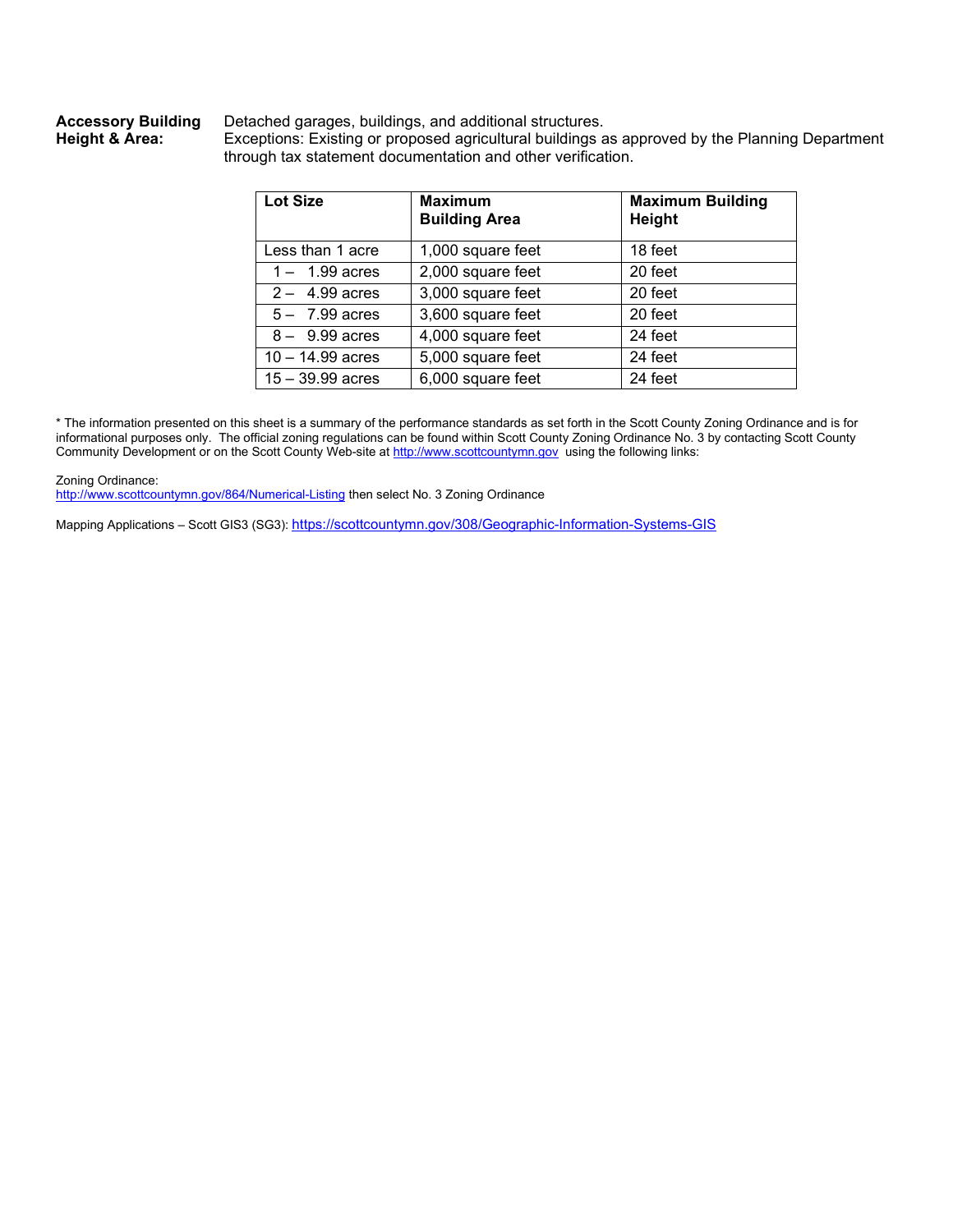**Accessory Building Height & Area:** Detached garages, buildings, and additional structures.
Exceptions: Existing or proposed agricultural buildings as approved by the Planning Department through tax statement documentation and other verification.

| Lot Size | Maximum Building Area | Maximum Building Height |
|---|---|---|
| Less than 1 acre | 1,000 square feet | 18 feet |
| 1 – 1.99 acres | 2,000 square feet | 20 feet |
| 2 – 4.99 acres | 3,000 square feet | 20 feet |
| 5 – 7.99 acres | 3,600 square feet | 20 feet |
| 8 – 9.99 acres | 4,000 square feet | 24 feet |
| 10 – 14.99 acres | 5,000 square feet | 24 feet |
| 15 – 39.99 acres | 6,000 square feet | 24 feet |

* The information presented on this sheet is a summary of the performance standards as set forth in the Scott County Zoning Ordinance and is for informational purposes only. The official zoning regulations can be found within Scott County Zoning Ordinance No. 3 by contacting Scott County Community Development or on the Scott County Web-site at http://www.scottcountymn.gov using the following links:

Zoning Ordinance:
http://www.scottcountymn.gov/864/Numerical-Listing then select No. 3 Zoning Ordinance

Mapping Applications – Scott GIS3 (SG3): https://scottcountymn.gov/308/Geographic-Information-Systems-GIS